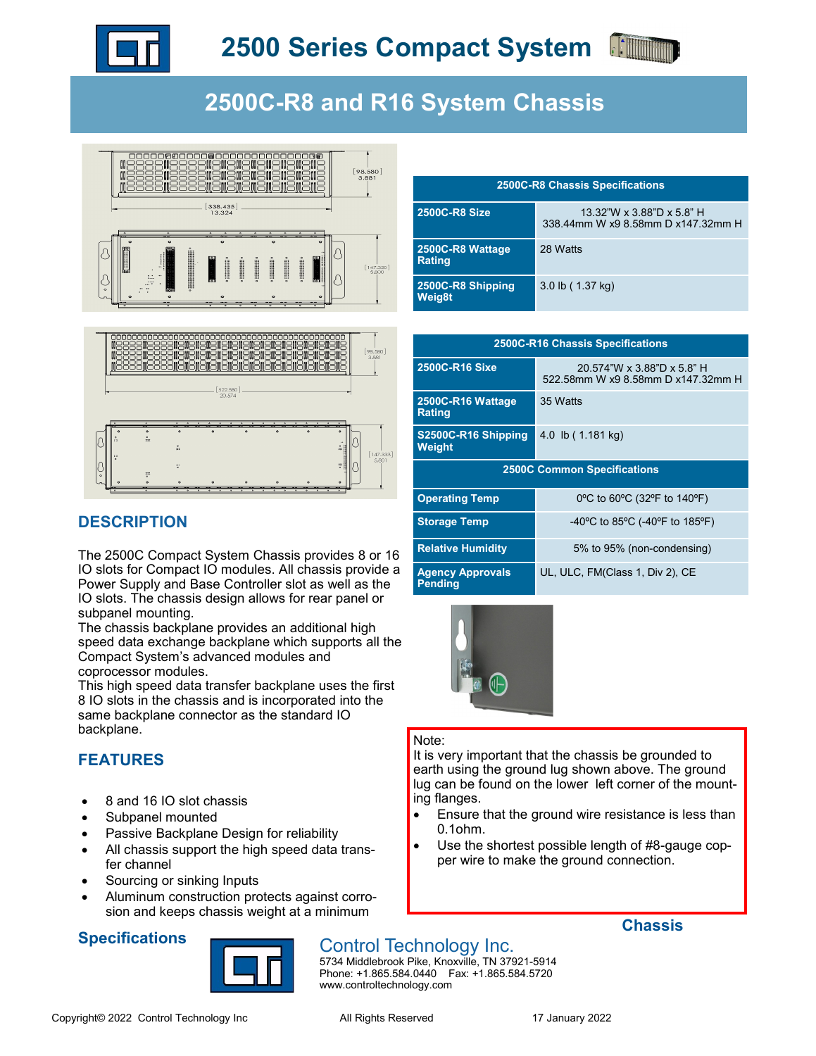# 2500 Series Compact System

## 2500C-R8 and R16 System Chassis

| 2500C-R8 Chassis Specifications | |
|---|---|
| 2500C-R8 Size | 13.32"W x 3.88"D x 5.8" H 338.44mm W x9 8.58mm D x147.32mm H |
| 2500C-R8 Wattage Rating | 28 Watts |
| 2500C-R8 Shipping Weig8t | 3.0 lb ( 1.37 kg) |

| 2500C-R16 Chassis Specifications | |
|---|---|
| 2500C-R16 Sixe | 20.574"W x 3.88"D x 5.8" H 522.58mm W x9 8.58mm D x147.32mm H |
| 2500C-R16 Wattage Rating | 35 Watts |
| S2500C-R16 Shipping Weight | 4.0 lb ( 1.181 kg) |
| **2500C Common Specifications** | |
| Operating Temp | 0ºC to 60ºC (32ºF to 140ºF) |
| Storage Temp | -40ºC to 85ºC (-40ºF to 185ºF) |
| Relative Humidity | 5% to 95% (non-condensing) |
| Agency Approvals Pending | UL, ULC, FM(Class 1, Div 2), CE |

## DESCRIPTION

The 2500C Compact System Chassis provides 8 or 16 IO slots for Compact IO modules. All chassis provide a Power Supply and Base Controller slot as well as the IO slots. The chassis design allows for rear panel or subpanel mounting.

The chassis backplane provides an additional high speed data exchange backplane which supports all the Compact System's advanced modules and coprocessor modules.

This high speed data transfer backplane uses the first 8 IO slots in the chassis and is incorporated into the same backplane connector as the standard IO backplane.

## FEATURES

- 8 and 16 IO slot chassis
- Subpanel mounted
- Passive Backplane Design for reliability
- All chassis support the high speed data transfer channel
- Sourcing or sinking Inputs
- Aluminum construction protects against corrosion and keeps chassis weight at a minimum

Note:
It is very important that the chassis be grounded to earth using the ground lug shown above. The ground lug can be found on the lower left corner of the mounting flanges.

- Ensure that the ground wire resistance is less than 0.1ohm.
- Use the shortest possible length of #8-gauge copper wire to make the ground connection.

**Specifications** **Chassis**

Control Technology Inc.
5734 Middlebrook Pike, Knoxville, TN 37921-5914
Phone: +1.865.584.0440 Fax: +1.865.584.5720
www.controltechnology.com

Copyright© 2022 Control Technology Inc All Rights Reserved 17 January 2022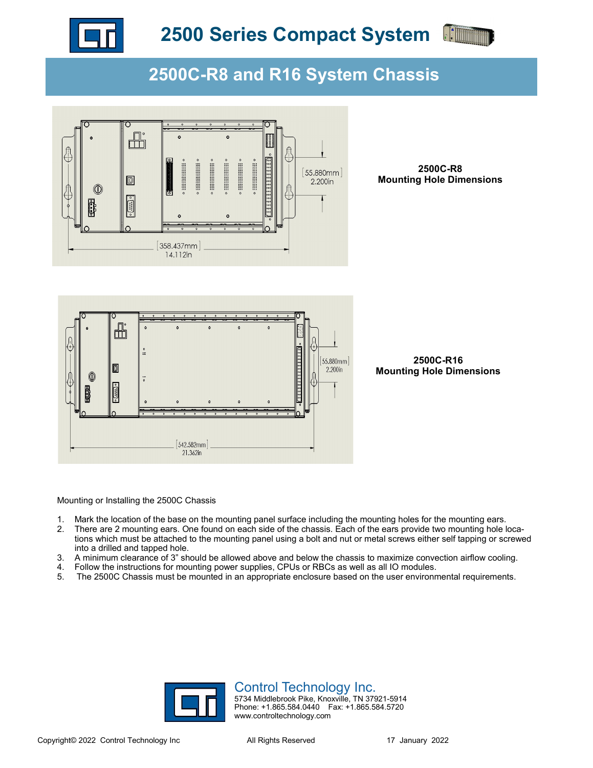# 2500 Series Compact System

## 2500C-R8 and R16 System Chassis

[55.880mm]
2.200in

[358.437mm]
14.112in

**2500C-R8**
**Mounting Hole Dimensions**

[55.880mm]
2.200in

[542.582mm]
21.362in

**2500C-R16**
**Mounting Hole Dimensions**

Mounting or Installing the 2500C Chassis

1. Mark the location of the base on the mounting panel surface including the mounting holes for the mounting ears.
2. There are 2 mounting ears. One found on each side of the chassis. Each of the ears provide two mounting hole locations which must be attached to the mounting panel using a bolt and nut or metal screws either self tapping or screwed into a drilled and tapped hole.
3. A minimum clearance of 3" should be allowed above and below the chassis to maximize convection airflow cooling.
4. Follow the instructions for mounting power supplies, CPUs or RBCs as well as all IO modules.
5. The 2500C Chassis must be mounted in an appropriate enclosure based on the user environmental requirements.

Control Technology Inc.
5734 Middlebrook Pike, Knoxville, TN 37921-5914
Phone: +1.865.584.0440 Fax: +1.865.584.5720
www.controltechnology.com

Copyright© 2022 Control Technology Inc All Rights Reserved 17 January 2022